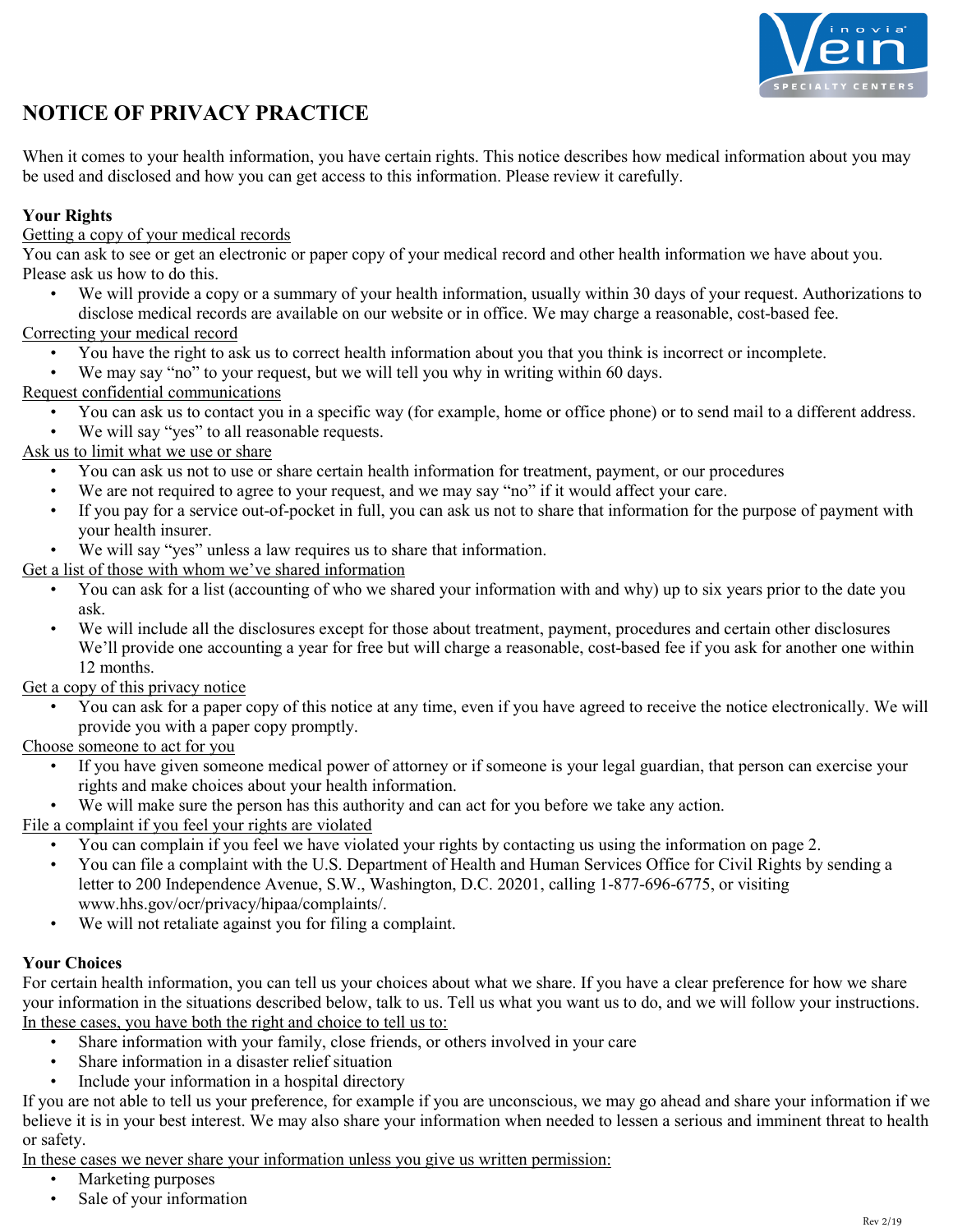# NOTICE OF PRIVACY PRACTICE

When it comes to your health information, you have certain rights. This notice describes how medical information about you may be used and disclosed and how you can get access to this information. Please review it carefully.

**Your Rights**

<u>Getting a copy of your medical records</u>

You can ask to see or get an electronic or paper copy of your medical record and other health information we have about you. Please ask us how to do this.

- We will provide a copy or a summary of your health information, usually within 30 days of your request. Authorizations to disclose medical records are available on our website or in office. We may charge a reasonable, cost-based fee.

<u>Correcting your medical record</u>

- You have the right to ask us to correct health information about you that you think is incorrect or incomplete.
- We may say "no" to your request, but we will tell you why in writing within 60 days.

<u>Request confidential communications</u>

- You can ask us to contact you in a specific way (for example, home or office phone) or to send mail to a different address.
- We will say "yes" to all reasonable requests.

<u>Ask us to limit what we use or share</u>

- You can ask us not to use or share certain health information for treatment, payment, or our procedures
- We are not required to agree to your request, and we may say "no" if it would affect your care.
- If you pay for a service out-of-pocket in full, you can ask us not to share that information for the purpose of payment with your health insurer.
- We will say "yes" unless a law requires us to share that information.

<u>Get a list of those with whom we've shared information</u>

- You can ask for a list (accounting of who we shared your information with and why) up to six years prior to the date you ask.
- We will include all the disclosures except for those about treatment, payment, procedures and certain other disclosures We'll provide one accounting a year for free but will charge a reasonable, cost-based fee if you ask for another one within 12 months.

<u>Get a copy of this privacy notice</u>

- You can ask for a paper copy of this notice at any time, even if you have agreed to receive the notice electronically. We will provide you with a paper copy promptly.

<u>Choose someone to act for you</u>

- If you have given someone medical power of attorney or if someone is your legal guardian, that person can exercise your rights and make choices about your health information.
- We will make sure the person has this authority and can act for you before we take any action.

<u>File a complaint if you feel your rights are violated</u>

- You can complain if you feel we have violated your rights by contacting us using the information on page 2.
- You can file a complaint with the U.S. Department of Health and Human Services Office for Civil Rights by sending a letter to 200 Independence Avenue, S.W., Washington, D.C. 20201, calling 1-877-696-6775, or visiting www.hhs.gov/ocr/privacy/hipaa/complaints/.
- We will not retaliate against you for filing a complaint.

**Your Choices**

For certain health information, you can tell us your choices about what we share. If you have a clear preference for how we share your information in the situations described below, talk to us. Tell us what you want us to do, and we will follow your instructions.

<u>In these cases, you have both the right and choice to tell us to:</u>

- Share information with your family, close friends, or others involved in your care
- Share information in a disaster relief situation
- Include your information in a hospital directory

If you are not able to tell us your preference, for example if you are unconscious, we may go ahead and share your information if we believe it is in your best interest. We may also share your information when needed to lessen a serious and imminent threat to health or safety.

<u>In these cases we never share your information unless you give us written permission:</u>

- Marketing purposes
- Sale of your information

Rev 2/19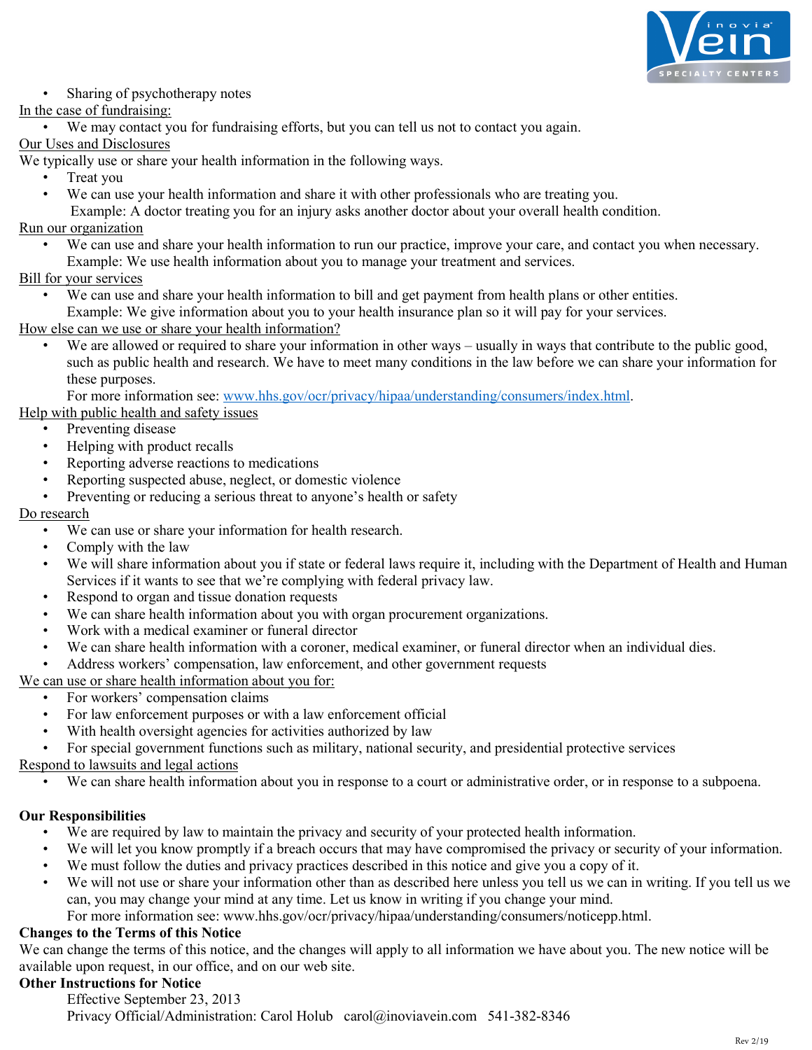- Sharing of psychotherapy notes

In the case of fundraising:

- We may contact you for fundraising efforts, but you can tell us not to contact you again.

Our Uses and Disclosures

We typically use or share your health information in the following ways.

- Treat you
- We can use your health information and share it with other professionals who are treating you.
  Example: A doctor treating you for an injury asks another doctor about your overall health condition.

Run our organization

- We can use and share your health information to run our practice, improve your care, and contact you when necessary.
  Example: We use health information about you to manage your treatment and services.

Bill for your services

- We can use and share your health information to bill and get payment from health plans or other entities.
  Example: We give information about you to your health insurance plan so it will pay for your services.

How else can we use or share your health information?

- We are allowed or required to share your information in other ways – usually in ways that contribute to the public good, such as public health and research. We have to meet many conditions in the law before we can share your information for these purposes.
  For more information see: www.hhs.gov/ocr/privacy/hipaa/understanding/consumers/index.html.

Help with public health and safety issues

- Preventing disease
- Helping with product recalls
- Reporting adverse reactions to medications
- Reporting suspected abuse, neglect, or domestic violence
- Preventing or reducing a serious threat to anyone's health or safety

Do research

- We can use or share your information for health research.
- Comply with the law
- We will share information about you if state or federal laws require it, including with the Department of Health and Human Services if it wants to see that we're complying with federal privacy law.
- Respond to organ and tissue donation requests
- We can share health information about you with organ procurement organizations.
- Work with a medical examiner or funeral director
- We can share health information with a coroner, medical examiner, or funeral director when an individual dies.
- Address workers' compensation, law enforcement, and other government requests

We can use or share health information about you for:

- For workers' compensation claims
- For law enforcement purposes or with a law enforcement official
- With health oversight agencies for activities authorized by law
- For special government functions such as military, national security, and presidential protective services

Respond to lawsuits and legal actions

- We can share health information about you in response to a court or administrative order, or in response to a subpoena.

**Our Responsibilities**

- We are required by law to maintain the privacy and security of your protected health information.
- We will let you know promptly if a breach occurs that may have compromised the privacy or security of your information.
- We must follow the duties and privacy practices described in this notice and give you a copy of it.
- We will not use or share your information other than as described here unless you tell us we can in writing. If you tell us we can, you may change your mind at any time. Let us know in writing if you change your mind.
  For more information see: www.hhs.gov/ocr/privacy/hipaa/understanding/consumers/noticepp.html.

**Changes to the Terms of this Notice**

We can change the terms of this notice, and the changes will apply to all information we have about you. The new notice will be available upon request, in our office, and on our web site.

**Other Instructions for Notice**

Effective September 23, 2013
Privacy Official/Administration: Carol Holub carol@inoviavein.com 541-382-8346

Rev 2/19